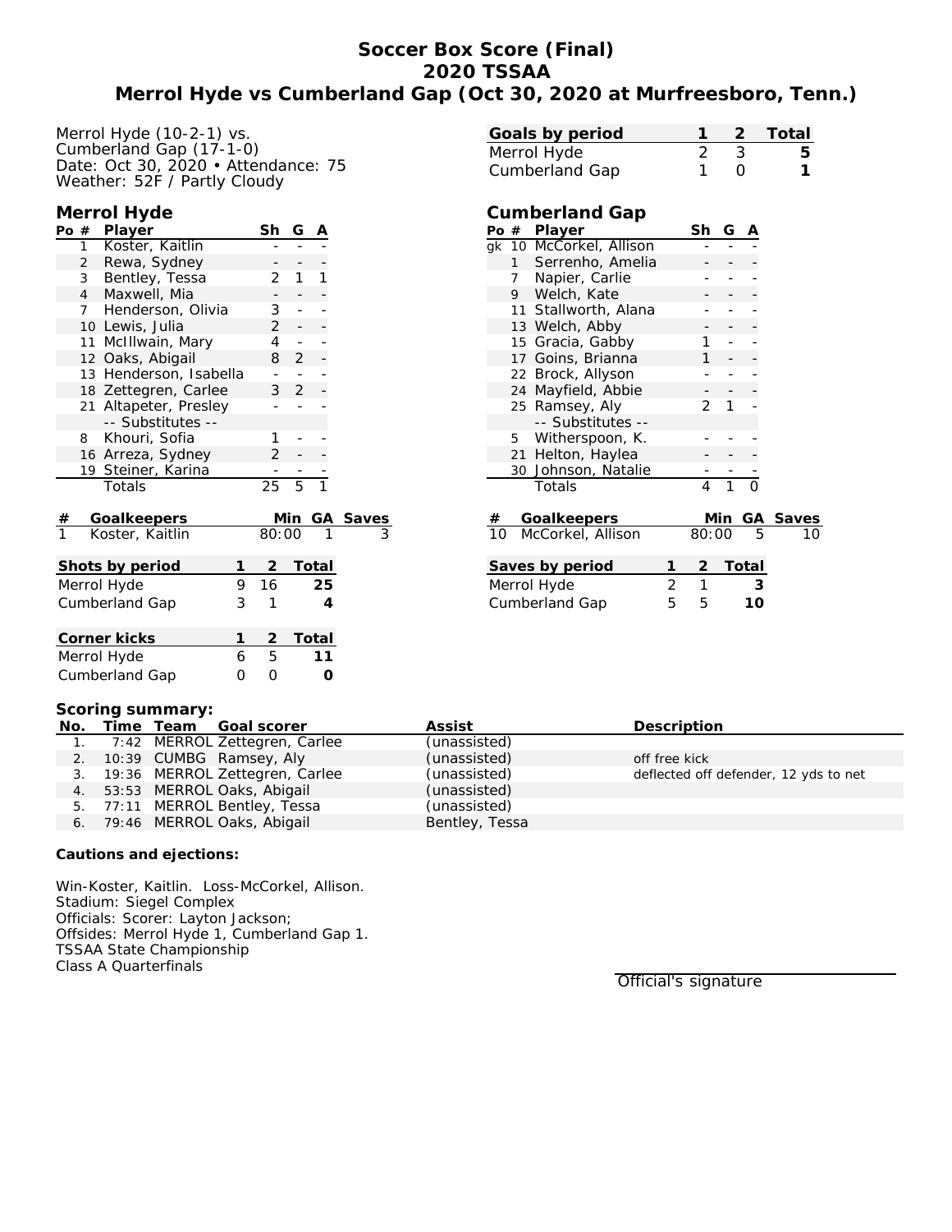# Soccer Box Score (Final)
## 2020 TSSAA
## Merrol Hyde vs Cumberland Gap (Oct 30, 2020 at Murfreesboro, Tenn.)

Merrol Hyde (10-2-1) vs.
Cumberland Gap (17-1-0)
Date: Oct 30, 2020 • Attendance: 75
Weather: 52F / Partly Cloudy

| Goals by period | 1 | 2 | Total |
|---|---|---|---|
| Merrol Hyde | 2 | 3 | 5 |
| Cumberland Gap | 1 | 0 | 1 |

### Merrol Hyde

| Po | # | Player | Sh | G | A |
|---|---|---|---|---|---|
| | 1 | Koster, Kaitlin | - | - | - |
| | 2 | Rewa, Sydney | - | - | - |
| | 3 | Bentley, Tessa | 2 | 1 | 1 |
| | 4 | Maxwell, Mia | - | - | - |
| | 7 | Henderson, Olivia | 3 | - | - |
| | 10 | Lewis, Julia | 2 | - | - |
| | 11 | McIlwain, Mary | 4 | - | - |
| | 12 | Oaks, Abigail | 8 | 2 | - |
| | 13 | Henderson, Isabella | - | - | - |
| | 18 | Zettegren, Carlee | 3 | 2 | - |
| | 21 | Altapeter, Presley | - | - | - |
| | | -- Substitutes -- | | | |
| | 8 | Khouri, Sofia | 1 | - | - |
| | 16 | Arreza, Sydney | 2 | - | - |
| | 19 | Steiner, Karina | - | - | - |
| | | Totals | 25 | 5 | 1 |

| # | Goalkeepers | Min | GA | Saves |
|---|---|---|---|---|
| 1 | Koster, Kaitlin | 80:00 | 1 | 3 |

### Cumberland Gap

| Po | # | Player | Sh | G | A |
|---|---|---|---|---|---|
| gk | 10 | McCorkel, Allison | - | - | - |
| | 1 | Serrenho, Amelia | - | - | - |
| | 7 | Napier, Carlie | - | - | - |
| | 9 | Welch, Kate | - | - | - |
| | 11 | Stallworth, Alana | - | - | - |
| | 13 | Welch, Abby | - | - | - |
| | 15 | Gracia, Gabby | 1 | - | - |
| | 17 | Goins, Brianna | 1 | - | - |
| | 22 | Brock, Allyson | - | - | - |
| | 24 | Mayfield, Abbie | - | - | - |
| | 25 | Ramsey, Aly | 2 | 1 | - |
| | | -- Substitutes -- | | | |
| | 5 | Witherspoon, K. | - | - | - |
| | 21 | Helton, Haylea | - | - | - |
| | 30 | Johnson, Natalie | - | - | - |
| | | Totals | 4 | 1 | 0 |

| # | Goalkeepers | Min | GA | Saves |
|---|---|---|---|---|
| 10 | McCorkel, Allison | 80:00 | 5 | 10 |

| Shots by period | 1 | 2 | Total |
|---|---|---|---|
| Merrol Hyde | 9 | 16 | 25 |
| Cumberland Gap | 3 | 1 | 4 |

| Saves by period | 1 | 2 | Total |
|---|---|---|---|
| Merrol Hyde | 2 | 1 | 3 |
| Cumberland Gap | 5 | 5 | 10 |

| Corner kicks | 1 | 2 | Total |
|---|---|---|---|
| Merrol Hyde | 6 | 5 | 11 |
| Cumberland Gap | 0 | 0 | 0 |

**Scoring summary:**

| No. | Time | Team | Goal scorer | Assist | Description |
|---|---|---|---|---|---|
| 1. | 7:42 | MERROL | Zettegren, Carlee | (unassisted) | |
| 2. | 10:39 | CUMBG | Ramsey, Aly | (unassisted) | off free kick |
| 3. | 19:36 | MERROL | Zettegren, Carlee | (unassisted) | deflected off defender, 12 yds to net |
| 4. | 53:53 | MERROL | Oaks, Abigail | (unassisted) | |
| 5. | 77:11 | MERROL | Bentley, Tessa | (unassisted) | |
| 6. | 79:46 | MERROL | Oaks, Abigail | Bentley, Tessa | |

**Cautions and ejections:**

Win-Koster, Kaitlin. Loss-McCorkel, Allison.
Stadium: Siegel Complex
Officials: Scorer: Layton Jackson;
Offsides: Merrol Hyde 1, Cumberland Gap 1.
TSSAA State Championship
Class A Quarterfinals

Official's signature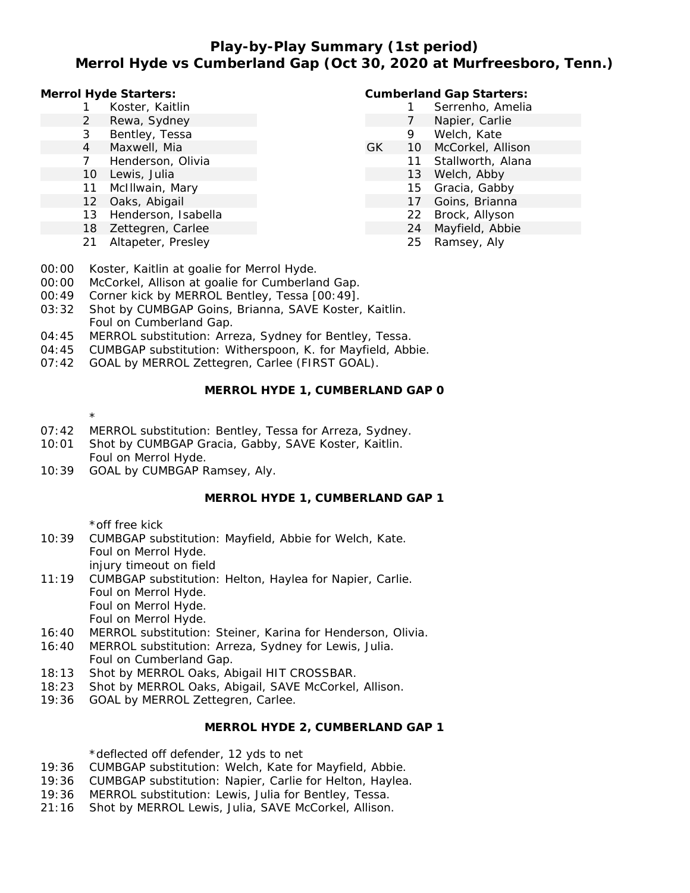# Play-by-Play Summary (1st period)
## Merrol Hyde vs Cumberland Gap (Oct 30, 2020 at Murfreesboro, Tenn.)

**Merrol Hyde Starters:**

| | # | Name |
|---|---|---|
| | 1 | Koster, Kaitlin |
| | 2 | Rewa, Sydney |
| | 3 | Bentley, Tessa |
| | 4 | Maxwell, Mia |
| | 7 | Henderson, Olivia |
| | 10 | Lewis, Julia |
| | 11 | McIllwain, Mary |
| | 12 | Oaks, Abigail |
| | 13 | Henderson, Isabella |
| | 18 | Zettegren, Carlee |
| | 21 | Altapeter, Presley |

**Cumberland Gap Starters:**

| | # | Name |
|---|---|---|
| | 1 | Serrenho, Amelia |
| | 7 | Napier, Carlie |
| | 9 | Welch, Kate |
| GK | 10 | McCorkel, Allison |
| | 11 | Stallworth, Alana |
| | 13 | Welch, Abby |
| | 15 | Gracia, Gabby |
| | 17 | Goins, Brianna |
| | 22 | Brock, Allyson |
| | 24 | Mayfield, Abbie |
| | 25 | Ramsey, Aly |

00:00 Koster, Kaitlin at goalie for Merrol Hyde.
00:00 McCorkel, Allison at goalie for Cumberland Gap.
00:49 Corner kick by MERROL Bentley, Tessa [00:49].
03:32 Shot by CUMBGAP Goins, Brianna, SAVE Koster, Kaitlin.
Foul on Cumberland Gap.
04:45 MERROL substitution: Arreza, Sydney for Bentley, Tessa.
04:45 CUMBGAP substitution: Witherspoon, K. for Mayfield, Abbie.
07:42 GOAL by MERROL Zettegren, Carlee (FIRST GOAL).

**MERROL HYDE 1, CUMBERLAND GAP 0**

*

07:42 MERROL substitution: Bentley, Tessa for Arreza, Sydney.
10:01 Shot by CUMBGAP Gracia, Gabby, SAVE Koster, Kaitlin.
Foul on Merrol Hyde.
10:39 GOAL by CUMBGAP Ramsey, Aly.

**MERROL HYDE 1, CUMBERLAND GAP 1**

*off free kick

10:39 CUMBGAP substitution: Mayfield, Abbie for Welch, Kate.
Foul on Merrol Hyde.
injury timeout on field
11:19 CUMBGAP substitution: Helton, Haylea for Napier, Carlie.
Foul on Merrol Hyde.
Foul on Merrol Hyde.
Foul on Merrol Hyde.
16:40 MERROL substitution: Steiner, Karina for Henderson, Olivia.
16:40 MERROL substitution: Arreza, Sydney for Lewis, Julia.
Foul on Cumberland Gap.
18:13 Shot by MERROL Oaks, Abigail HIT CROSSBAR.
18:23 Shot by MERROL Oaks, Abigail, SAVE McCorkel, Allison.
19:36 GOAL by MERROL Zettegren, Carlee.

**MERROL HYDE 2, CUMBERLAND GAP 1**

*deflected off defender, 12 yds to net

19:36 CUMBGAP substitution: Welch, Kate for Mayfield, Abbie.
19:36 CUMBGAP substitution: Napier, Carlie for Helton, Haylea.
19:36 MERROL substitution: Lewis, Julia for Bentley, Tessa.
21:16 Shot by MERROL Lewis, Julia, SAVE McCorkel, Allison.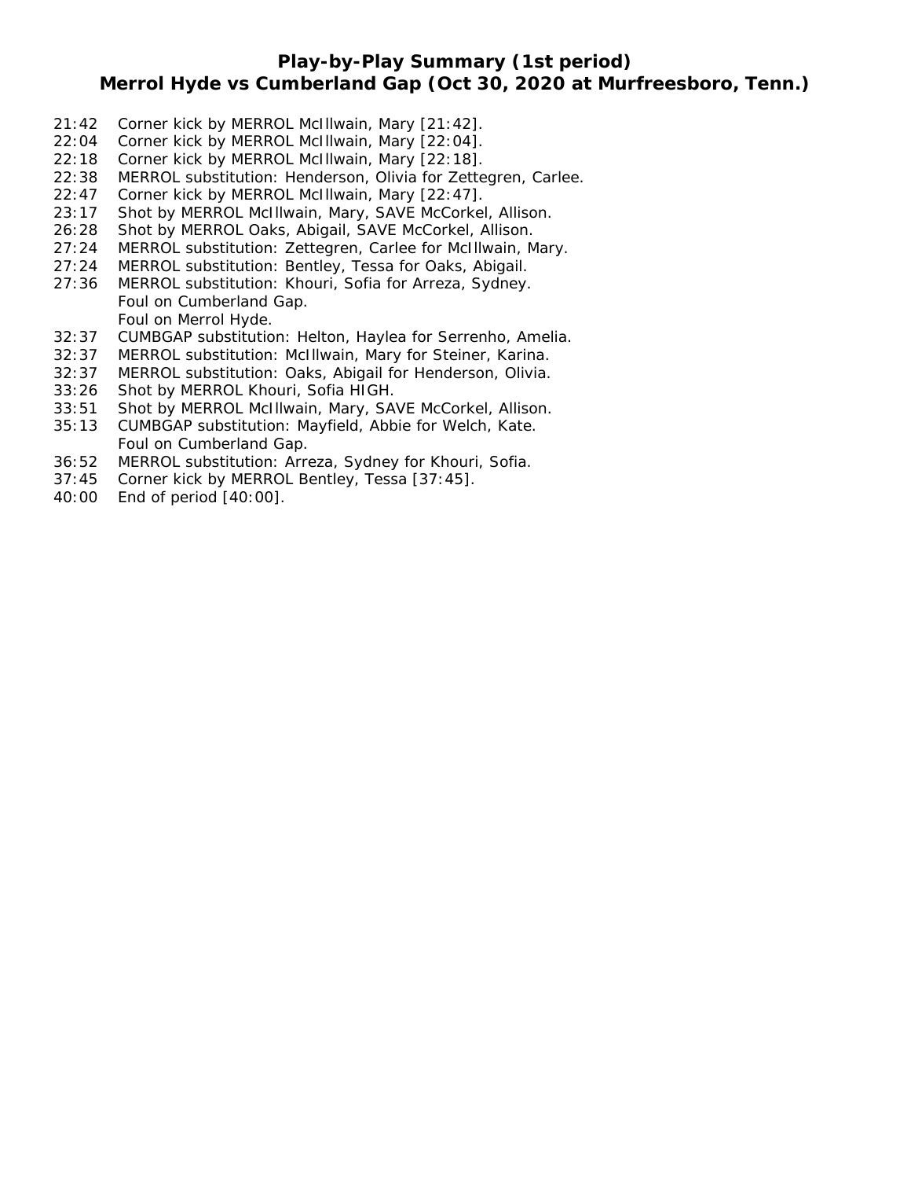## Play-by-Play Summary (1st period)
## Merrol Hyde vs Cumberland Gap (Oct 30, 2020 at Murfreesboro, Tenn.)

21:42 Corner kick by MERROL McIllwain, Mary [21:42].
22:04 Corner kick by MERROL McIllwain, Mary [22:04].
22:18 Corner kick by MERROL McIllwain, Mary [22:18].
22:38 MERROL substitution: Henderson, Olivia for Zettegren, Carlee.
22:47 Corner kick by MERROL McIllwain, Mary [22:47].
23:17 Shot by MERROL McIllwain, Mary, SAVE McCorkel, Allison.
26:28 Shot by MERROL Oaks, Abigail, SAVE McCorkel, Allison.
27:24 MERROL substitution: Zettegren, Carlee for McIllwain, Mary.
27:24 MERROL substitution: Bentley, Tessa for Oaks, Abigail.
27:36 MERROL substitution: Khouri, Sofia for Arreza, Sydney.
Foul on Cumberland Gap.
Foul on Merrol Hyde.
32:37 CUMBGAP substitution: Helton, Haylea for Serrenho, Amelia.
32:37 MERROL substitution: McIllwain, Mary for Steiner, Karina.
32:37 MERROL substitution: Oaks, Abigail for Henderson, Olivia.
33:26 Shot by MERROL Khouri, Sofia HIGH.
33:51 Shot by MERROL McIllwain, Mary, SAVE McCorkel, Allison.
35:13 CUMBGAP substitution: Mayfield, Abbie for Welch, Kate.
Foul on Cumberland Gap.
36:52 MERROL substitution: Arreza, Sydney for Khouri, Sofia.
37:45 Corner kick by MERROL Bentley, Tessa [37:45].
40:00 End of period [40:00].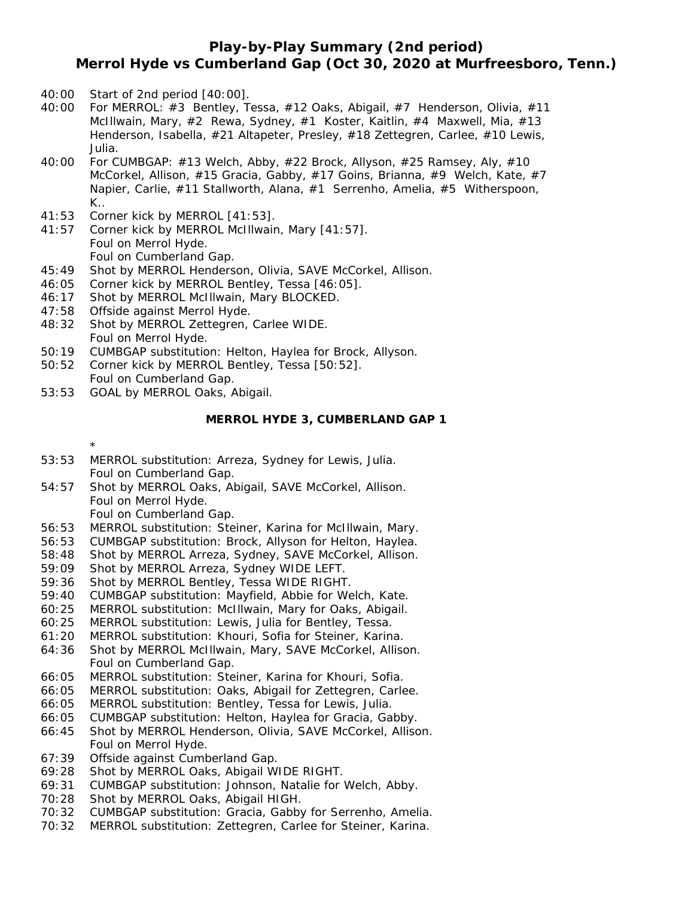# Play-by-Play Summary (2nd period)
## Merrol Hyde vs Cumberland Gap (Oct 30, 2020 at Murfreesboro, Tenn.)

40:00 Start of 2nd period [40:00].
40:00 For MERROL: #3 Bentley, Tessa, #12 Oaks, Abigail, #7 Henderson, Olivia, #11 McIllwain, Mary, #2 Rewa, Sydney, #1 Koster, Kaitlin, #4 Maxwell, Mia, #13 Henderson, Isabella, #21 Altapeter, Presley, #18 Zettegren, Carlee, #10 Lewis, Julia.
40:00 For CUMBGAP: #13 Welch, Abby, #22 Brock, Allyson, #25 Ramsey, Aly, #10 McCorkel, Allison, #15 Gracia, Gabby, #17 Goins, Brianna, #9 Welch, Kate, #7 Napier, Carlie, #11 Stallworth, Alana, #1 Serrenho, Amelia, #5 Witherspoon, K..
41:53 Corner kick by MERROL [41:53].
41:57 Corner kick by MERROL McIllwain, Mary [41:57].
Foul on Merrol Hyde.
Foul on Cumberland Gap.
45:49 Shot by MERROL Henderson, Olivia, SAVE McCorkel, Allison.
46:05 Corner kick by MERROL Bentley, Tessa [46:05].
46:17 Shot by MERROL McIllwain, Mary BLOCKED.
47:58 Offside against Merrol Hyde.
48:32 Shot by MERROL Zettegren, Carlee WIDE.
Foul on Merrol Hyde.
50:19 CUMBGAP substitution: Helton, Haylea for Brock, Allyson.
50:52 Corner kick by MERROL Bentley, Tessa [50:52].
Foul on Cumberland Gap.
53:53 GOAL by MERROL Oaks, Abigail.

**MERROL HYDE 3, CUMBERLAND GAP 1**

*

53:53 MERROL substitution: Arreza, Sydney for Lewis, Julia.
Foul on Cumberland Gap.
54:57 Shot by MERROL Oaks, Abigail, SAVE McCorkel, Allison.
Foul on Merrol Hyde.
Foul on Cumberland Gap.
56:53 MERROL substitution: Steiner, Karina for McIllwain, Mary.
56:53 CUMBGAP substitution: Brock, Allyson for Helton, Haylea.
58:48 Shot by MERROL Arreza, Sydney, SAVE McCorkel, Allison.
59:09 Shot by MERROL Arreza, Sydney WIDE LEFT.
59:36 Shot by MERROL Bentley, Tessa WIDE RIGHT.
59:40 CUMBGAP substitution: Mayfield, Abbie for Welch, Kate.
60:25 MERROL substitution: McIllwain, Mary for Oaks, Abigail.
60:25 MERROL substitution: Lewis, Julia for Bentley, Tessa.
61:20 MERROL substitution: Khouri, Sofia for Steiner, Karina.
64:36 Shot by MERROL McIllwain, Mary, SAVE McCorkel, Allison.
Foul on Cumberland Gap.
66:05 MERROL substitution: Steiner, Karina for Khouri, Sofia.
66:05 MERROL substitution: Oaks, Abigail for Zettegren, Carlee.
66:05 MERROL substitution: Bentley, Tessa for Lewis, Julia.
66:05 CUMBGAP substitution: Helton, Haylea for Gracia, Gabby.
66:45 Shot by MERROL Henderson, Olivia, SAVE McCorkel, Allison.
Foul on Merrol Hyde.
67:39 Offside against Cumberland Gap.
69:28 Shot by MERROL Oaks, Abigail WIDE RIGHT.
69:31 CUMBGAP substitution: Johnson, Natalie for Welch, Abby.
70:28 Shot by MERROL Oaks, Abigail HIGH.
70:32 CUMBGAP substitution: Gracia, Gabby for Serrenho, Amelia.
70:32 MERROL substitution: Zettegren, Carlee for Steiner, Karina.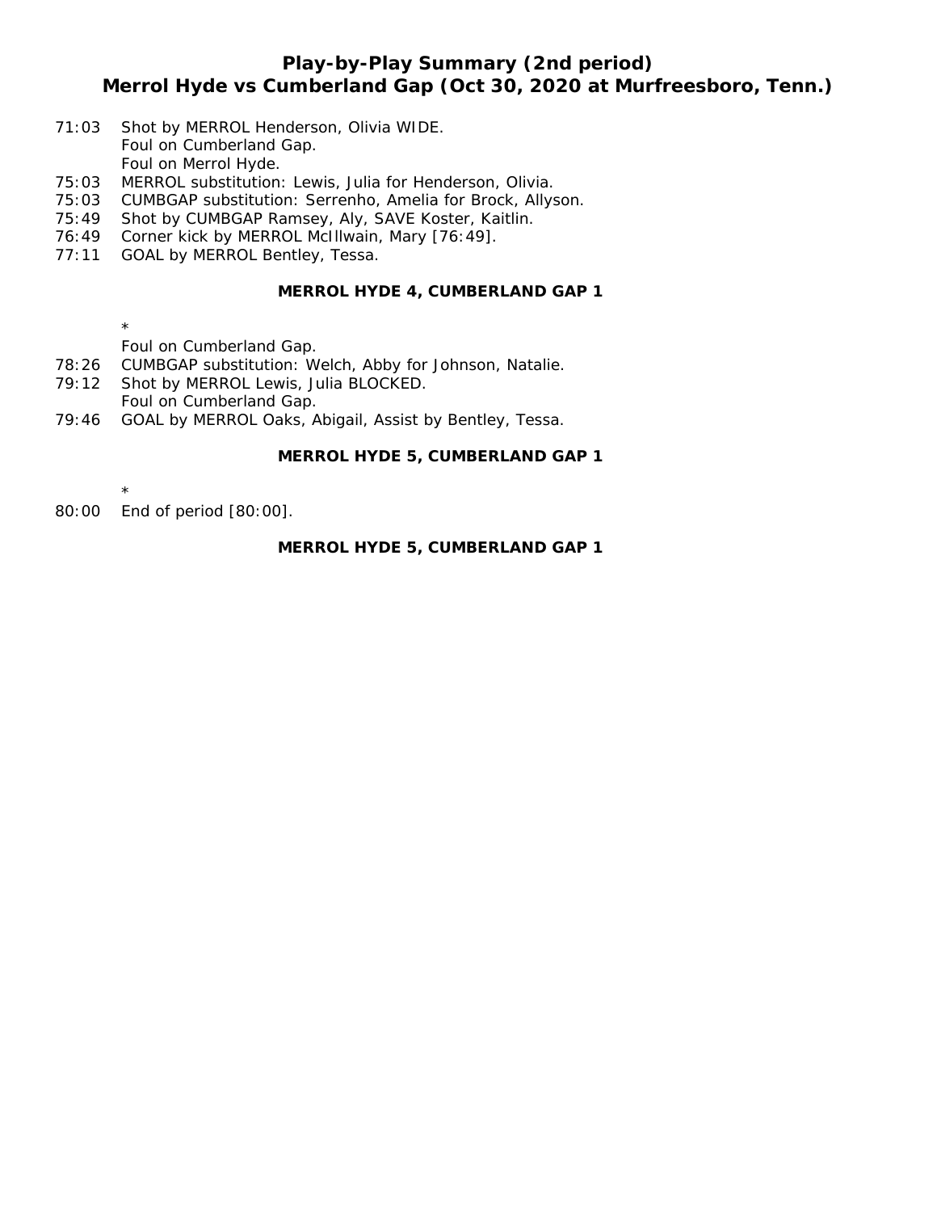# Play-by-Play Summary (2nd period)
# Merrol Hyde vs Cumberland Gap (Oct 30, 2020 at Murfreesboro, Tenn.)

71:03 Shot by MERROL Henderson, Olivia WIDE.
Foul on Cumberland Gap.
Foul on Merrol Hyde.
75:03 MERROL substitution: Lewis, Julia for Henderson, Olivia.
75:03 CUMBGAP substitution: Serrenho, Amelia for Brock, Allyson.
75:49 Shot by CUMBGAP Ramsey, Aly, SAVE Koster, Kaitlin.
76:49 Corner kick by MERROL McIllwain, Mary [76:49].
77:11 GOAL by MERROL Bentley, Tessa.

**MERROL HYDE 4, CUMBERLAND GAP 1**

*
Foul on Cumberland Gap.
78:26 CUMBGAP substitution: Welch, Abby for Johnson, Natalie.
79:12 Shot by MERROL Lewis, Julia BLOCKED.
Foul on Cumberland Gap.
79:46 GOAL by MERROL Oaks, Abigail, Assist by Bentley, Tessa.

**MERROL HYDE 5, CUMBERLAND GAP 1**

*
80:00 End of period [80:00].

**MERROL HYDE 5, CUMBERLAND GAP 1**